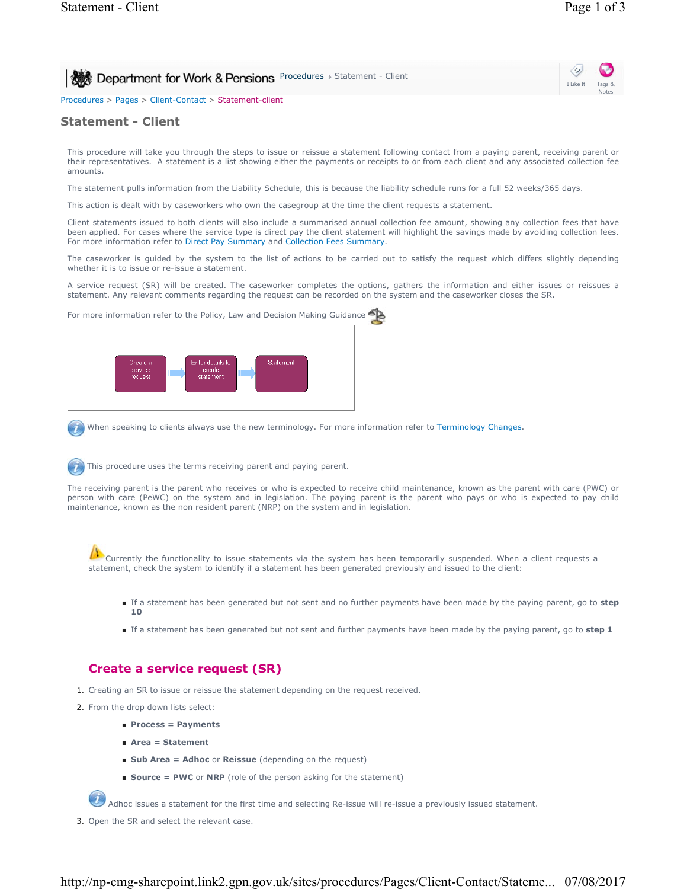Procedures > Pages > Client-Contact > Statement-client

# Statement - Client

This procedure will take you through the steps to issue or reissue a statement following contact from a paying parent, receiving parent or their representatives. A statement is a list showing either the payments or receipts to or from each client and any associated collection fee amounts.

The statement pulls information from the Liability Schedule, this is because the liability schedule runs for a full 52 weeks/365 days.

This action is dealt with by caseworkers who own the casegroup at the time the client requests a statement.

Client statements issued to both clients will also include a summarised annual collection fee amount, showing any collection fees that have been applied. For cases where the service type is direct pay the client statement will highlight the savings made by avoiding collection fees. For more information refer to Direct Pay Summary and Collection Fees Summary.

The caseworker is guided by the system to the list of actions to be carried out to satisfy the request which differs slightly depending whether it is to issue or re-issue a statement.

A service request (SR) will be created. The caseworker completes the options, gathers the information and either issues or reissues a statement. Any relevant comments regarding the request can be recorded on the system and the caseworker closes the SR.

For more information refer to the Policy, Law and Decision Making Guidance

Create a service request → Enter details to create statement → Statement

When speaking to clients always use the new terminology. For more information refer to Terminology Changes.

This procedure uses the terms receiving parent and paying parent.

The receiving parent is the parent who receives or who is expected to receive child maintenance, known as the parent with care (PWC) or person with care (PeWC) on the system and in legislation. The paying parent is the parent who pays or who is expected to pay child maintenance, known as the non resident parent (NRP) on the system and in legislation.

Currently the functionality to issue statements via the system has been temporarily suspended. When a client requests a statement, check the system to identify if a statement has been generated previously and issued to the client:

- If a statement has been generated but not sent and no further payments have been made by the paying parent, go to **step 10**
- If a statement has been generated but not sent and further payments have been made by the paying parent, go to **step 1**

## Create a service request (SR)

1. Creating an SR to issue or reissue the statement depending on the request received.
2. From the drop down lists select:
   - **Process = Payments**
   - **Area = Statement**
   - **Sub Area = Adhoc** or **Reissue** (depending on the request)
   - **Source = PWC** or **NRP** (role of the person asking for the statement)

   Adhoc issues a statement for the first time and selecting Re-issue will re-issue a previously issued statement.
3. Open the SR and select the relevant case.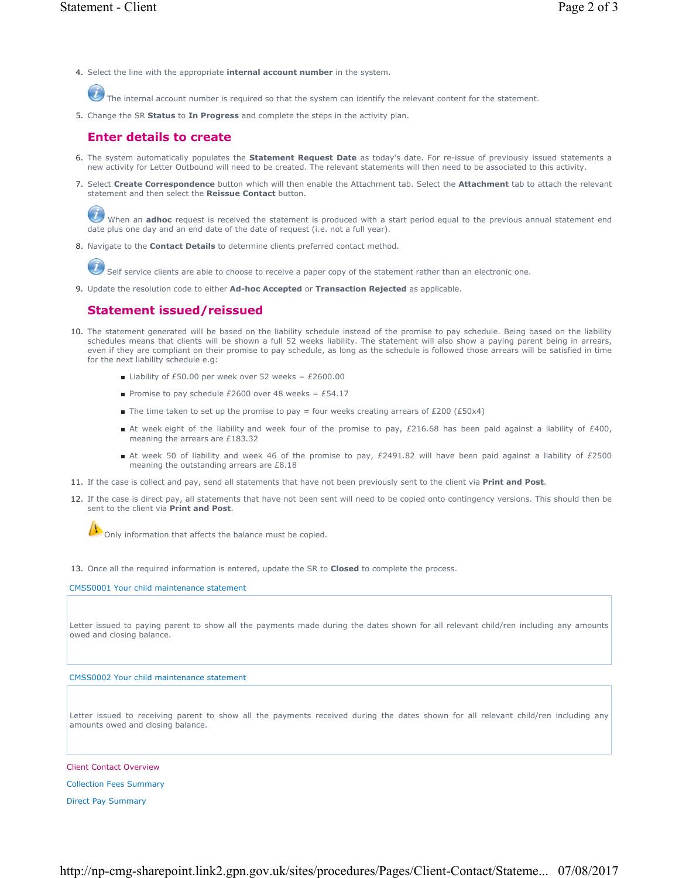4. Select the line with the appropriate **internal account number** in the system.

   The internal account number is required so that the system can identify the relevant content for the statement.

5. Change the SR **Status** to **In Progress** and complete the steps in the activity plan.

## Enter details to create

6. The system automatically populates the **Statement Request Date** as today's date. For re-issue of previously issued statements a new activity for Letter Outbound will need to be created. The relevant statements will then need to be associated to this activity.
7. Select **Create Correspondence** button which will then enable the Attachment tab. Select the **Attachment** tab to attach the relevant statement and then select the **Reissue Contact** button.

   When an **adhoc** request is received the statement is produced with a start period equal to the previous annual statement end date plus one day and an end date of the date of request (i.e. not a full year).

8. Navigate to the **Contact Details** to determine clients preferred contact method.

   Self service clients are able to choose to receive a paper copy of the statement rather than an electronic one.

9. Update the resolution code to either **Ad-hoc Accepted** or **Transaction Rejected** as applicable.

## Statement issued/reissued

10. The statement generated will be based on the liability schedule instead of the promise to pay schedule. Being based on the liability schedules means that clients will be shown a full 52 weeks liability. The statement will also show a paying parent being in arrears, even if they are compliant on their promise to pay schedule, as long as the schedule is followed those arrears will be satisfied in time for the next liability schedule e.g:
    - Liability of £50.00 per week over 52 weeks = £2600.00
    - Promise to pay schedule £2600 over 48 weeks = £54.17
    - The time taken to set up the promise to pay = four weeks creating arrears of £200 (£50x4)
    - At week eight of the liability and week four of the promise to pay, £216.68 has been paid against a liability of £400, meaning the arrears are £183.32
    - At week 50 of liability and week 46 of the promise to pay, £2491.82 will have been paid against a liability of £2500 meaning the outstanding arrears are £8.18
11. If the case is collect and pay, send all statements that have not been previously sent to the client via **Print and Post**.
12. If the case is direct pay, all statements that have not been sent will need to be copied onto contingency versions. This should then be sent to the client via **Print and Post**.

    Only information that affects the balance must be copied.

13. Once all the required information is entered, update the SR to **Closed** to complete the process.

CMSS0001 Your child maintenance statement

Letter issued to paying parent to show all the payments made during the dates shown for all relevant child/ren including any amounts owed and closing balance.

CMSS0002 Your child maintenance statement

Letter issued to receiving parent to show all the payments received during the dates shown for all relevant child/ren including any amounts owed and closing balance.

Client Contact Overview

Collection Fees Summary

Direct Pay Summary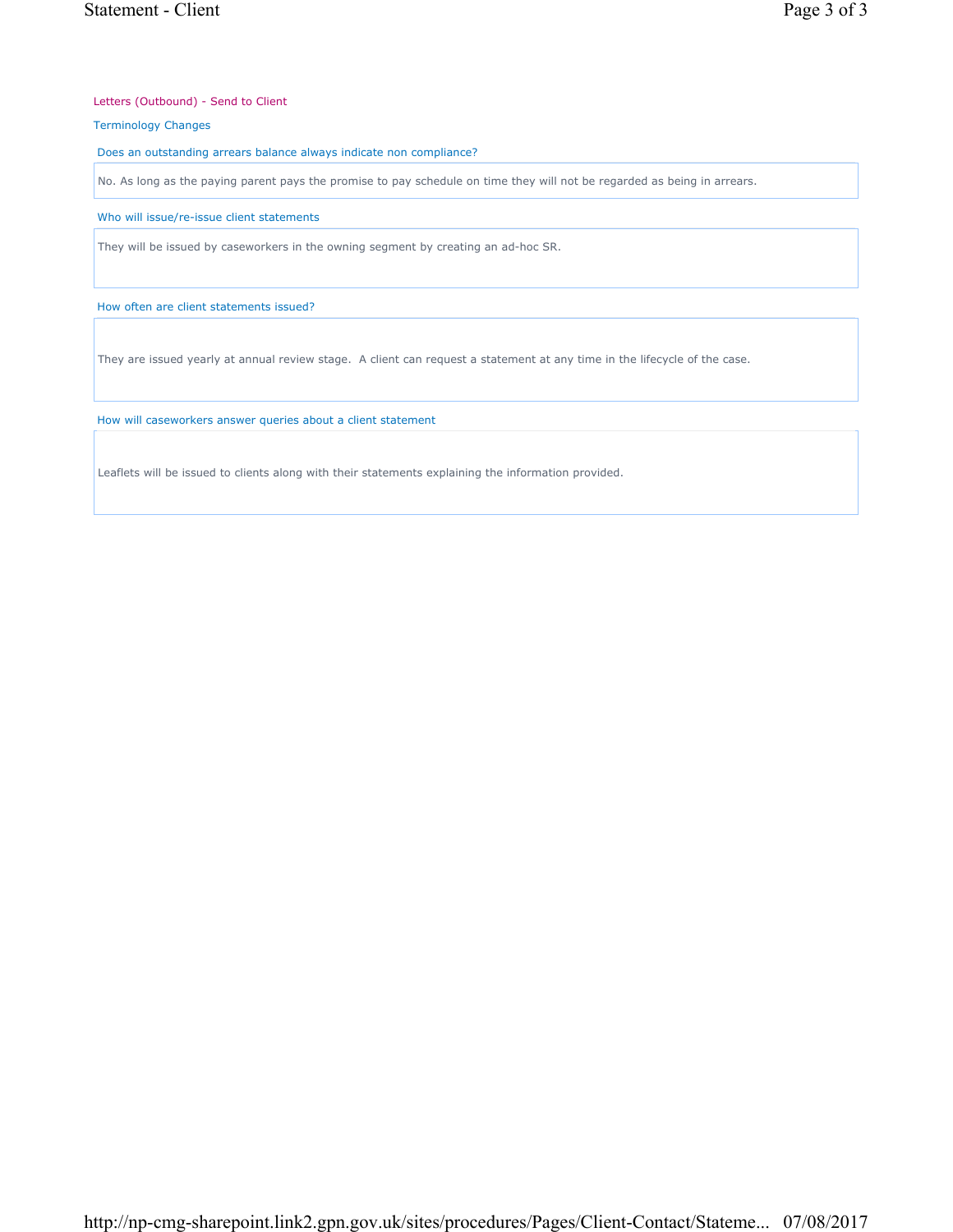Letters (Outbound) - Send to Client

Terminology Changes

### Does an outstanding arrears balance always indicate non compliance?

No. As long as the paying parent pays the promise to pay schedule on time they will not be regarded as being in arrears.

### Who will issue/re-issue client statements

They will be issued by caseworkers in the owning segment by creating an ad-hoc SR.

### How often are client statements issued?

They are issued yearly at annual review stage.  A client can request a statement at any time in the lifecycle of the case.

### How will caseworkers answer queries about a client statement

Leaflets will be issued to clients along with their statements explaining the information provided.